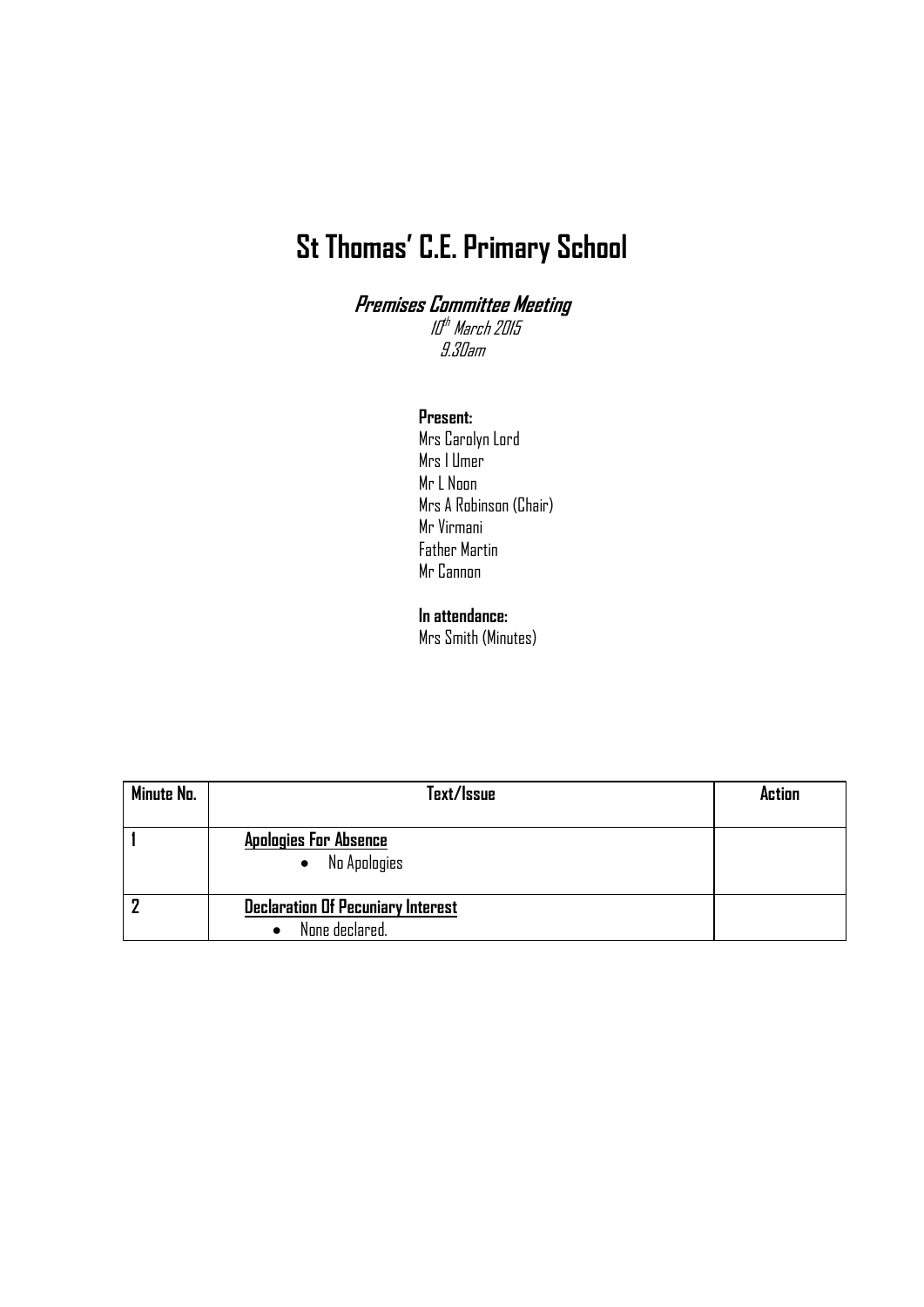# St Thomas' C.E. Primary School

## *Premises Committee Meeting*

*10th March 2015*
*9.30am*

**Present:**
Mrs Carolyn Lord
Mrs I Umer
Mr L Noon
Mrs A Robinson (Chair)
Mr Virmani
Father Martin
Mr Cannon

**In attendance:**
Mrs Smith (Minutes)

| Minute No. | Text/Issue | Action |
| --- | --- | --- |
| 1 | **<u>Apologies For Absence</u>**<br>• No Apologies | |
| 2 | **<u>Declaration Of Pecuniary Interest</u>**<br>• None declared. | |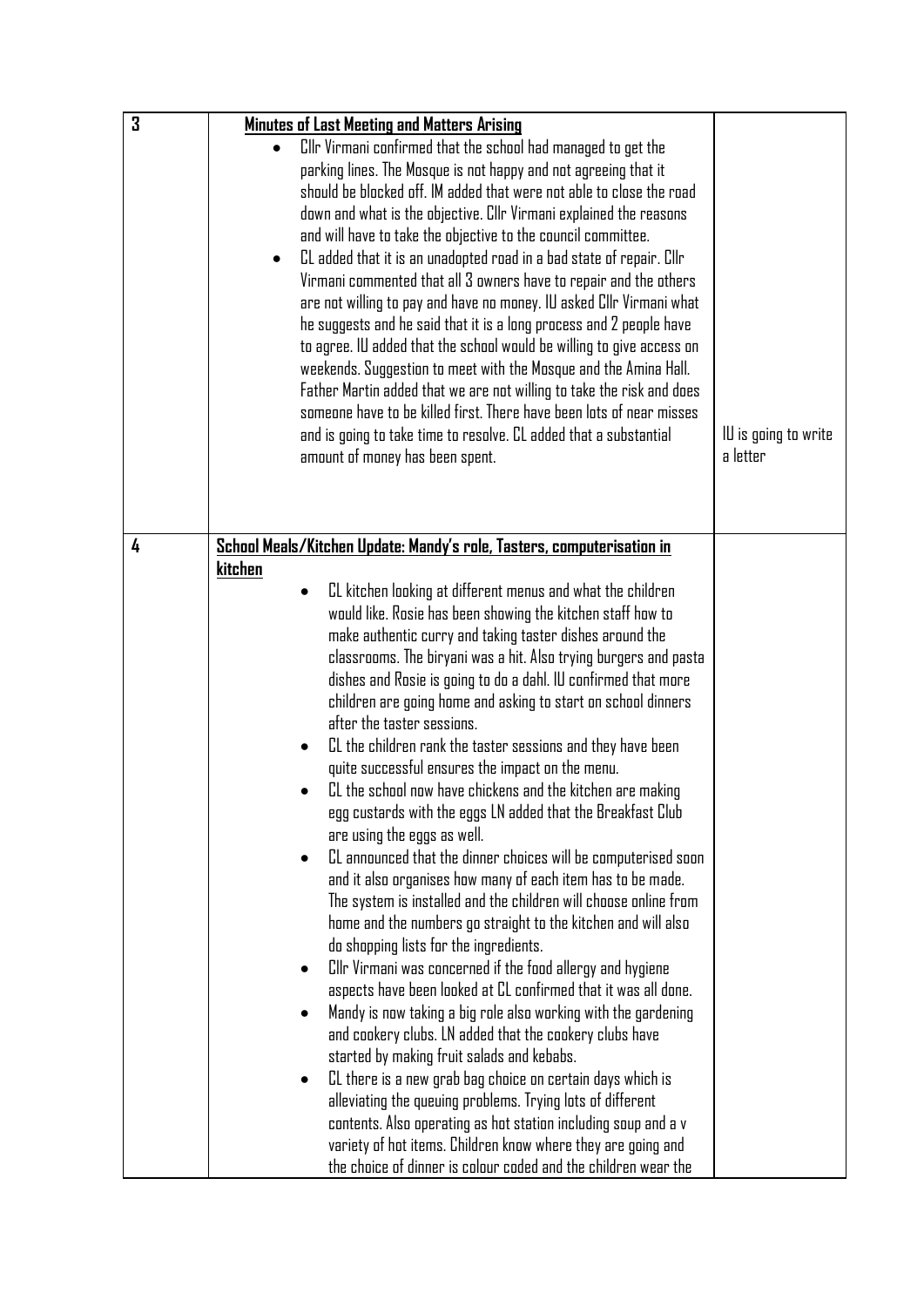| | | |
|---|---|---|
| 3 | **Minutes of Last Meeting and Matters Arising**<br>• Cllr Virmani confirmed that the school had managed to get the parking lines. The Mosque is not happy and not agreeing that it should be blocked off. IM added that were not able to close the road down and what is the objective. Cllr Virmani explained the reasons and will have to take the objective to the council committee.<br>• CL added that it is an unadopted road in a bad state of repair. Cllr Virmani commented that all 3 owners have to repair and the others are not willing to pay and have no money. IU asked Cllr Virmani what he suggests and he said that it is a long process and 2 people have to agree. IU added that the school would be willing to give access on weekends. Suggestion to meet with the Mosque and the Amina Hall. Father Martin added that we are not willing to take the risk and does someone have to be killed first. There have been lots of near misses and is going to take time to resolve. CL added that a substantial amount of money has been spent. | IU is going to write a letter |
| 4 | **School Meals/Kitchen Update: Mandy's role, Tasters, computerisation in kitchen**<br>• CL kitchen looking at different menus and what the children would like. Rosie has been showing the kitchen staff how to make authentic curry and taking taster dishes around the classrooms. The biryani was a hit. Also trying burgers and pasta dishes and Rosie is going to do a dahl. IU confirmed that more children are going home and asking to start on school dinners after the taster sessions.<br>• CL the children rank the taster sessions and they have been quite successful ensures the impact on the menu.<br>• CL the school now have chickens and the kitchen are making egg custards with the eggs LN added that the Breakfast Club are using the eggs as well.<br>• CL announced that the dinner choices will be computerised soon and it also organises how many of each item has to be made. The system is installed and the children will choose online from home and the numbers go straight to the kitchen and will also do shopping lists for the ingredients.<br>• Cllr Virmani was concerned if the food allergy and hygiene aspects have been looked at CL confirmed that it was all done.<br>• Mandy is now taking a big role also working with the gardening and cookery clubs. LN added that the cookery clubs have started by making fruit salads and kebabs.<br>• CL there is a new grab bag choice on certain days which is alleviating the queuing problems. Trying lots of different contents. Also operating as hot station including soup and a v variety of hot items. Children know where they are going and the choice of dinner is colour coded and the children wear the | |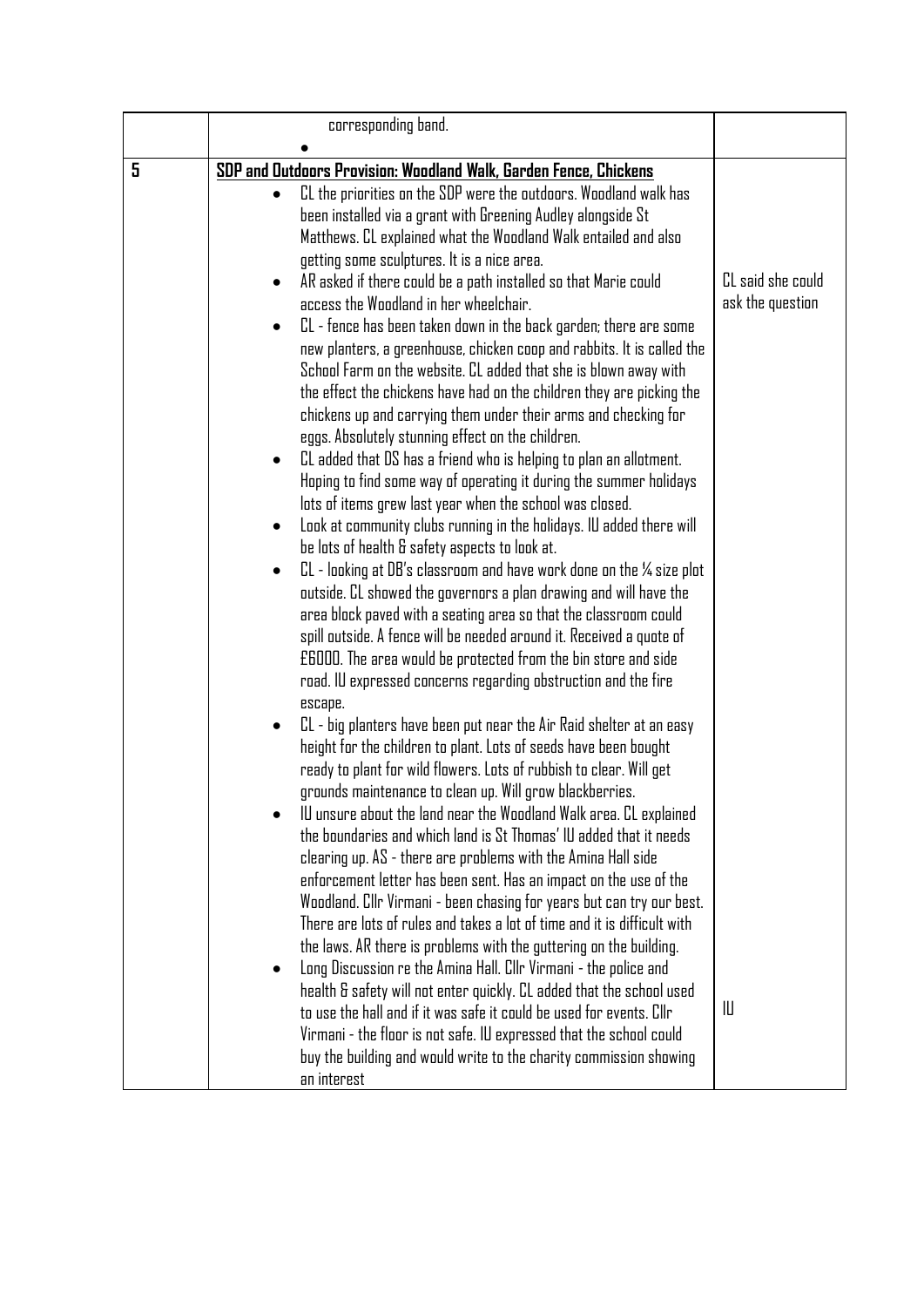| | | |
|---|---|---|
| | corresponding band.<br>• | |
| 5 | **SDP and Outdoors Provision: Woodland Walk, Garden Fence, Chickens**<br>• CL the priorities on the SDP were the outdoors. Woodland walk has been installed via a grant with Greening Audley alongside St Matthews. CL explained what the Woodland Walk entailed and also getting some sculptures. It is a nice area.<br>• AR asked if there could be a path installed so that Marie could access the Woodland in her wheelchair.<br>• CL - fence has been taken down in the back garden; there are some new planters, a greenhouse, chicken coop and rabbits. It is called the School Farm on the website. CL added that she is blown away with the effect the chickens have had on the children they are picking the chickens up and carrying them under their arms and checking for eggs. Absolutely stunning effect on the children.<br>• CL added that DS has a friend who is helping to plan an allotment. Hoping to find some way of operating it during the summer holidays lots of items grew last year when the school was closed.<br>• Look at community clubs running in the holidays. IU added there will be lots of health & safety aspects to look at.<br>• CL - looking at DB's classroom and have work done on the ¼ size plot outside. CL showed the governors a plan drawing and will have the area block paved with a seating area so that the classroom could spill outside. A fence will be needed around it. Received a quote of £6000. The area would be protected from the bin store and side road. IU expressed concerns regarding obstruction and the fire escape.<br>• CL - big planters have been put near the Air Raid shelter at an easy height for the children to plant. Lots of seeds have been bought ready to plant for wild flowers. Lots of rubbish to clear. Will get grounds maintenance to clean up. Will grow blackberries.<br>• IU unsure about the land near the Woodland Walk area. CL explained the boundaries and which land is St Thomas' IU added that it needs clearing up. AS - there are problems with the Amina Hall side enforcement letter has been sent. Has an impact on the use of the Woodland. Cllr Virmani - been chasing for years but can try our best. There are lots of rules and takes a lot of time and it is difficult with the laws. AR there is problems with the guttering on the building.<br>• Long Discussion re the Amina Hall. Cllr Virmani - the police and health & safety will not enter quickly. CL added that the school used to use the hall and if it was safe it could be used for events. Cllr Virmani - the floor is not safe. IU expressed that the school could buy the building and would write to the charity commission showing an interest | CL said she could ask the question<br><br>IU |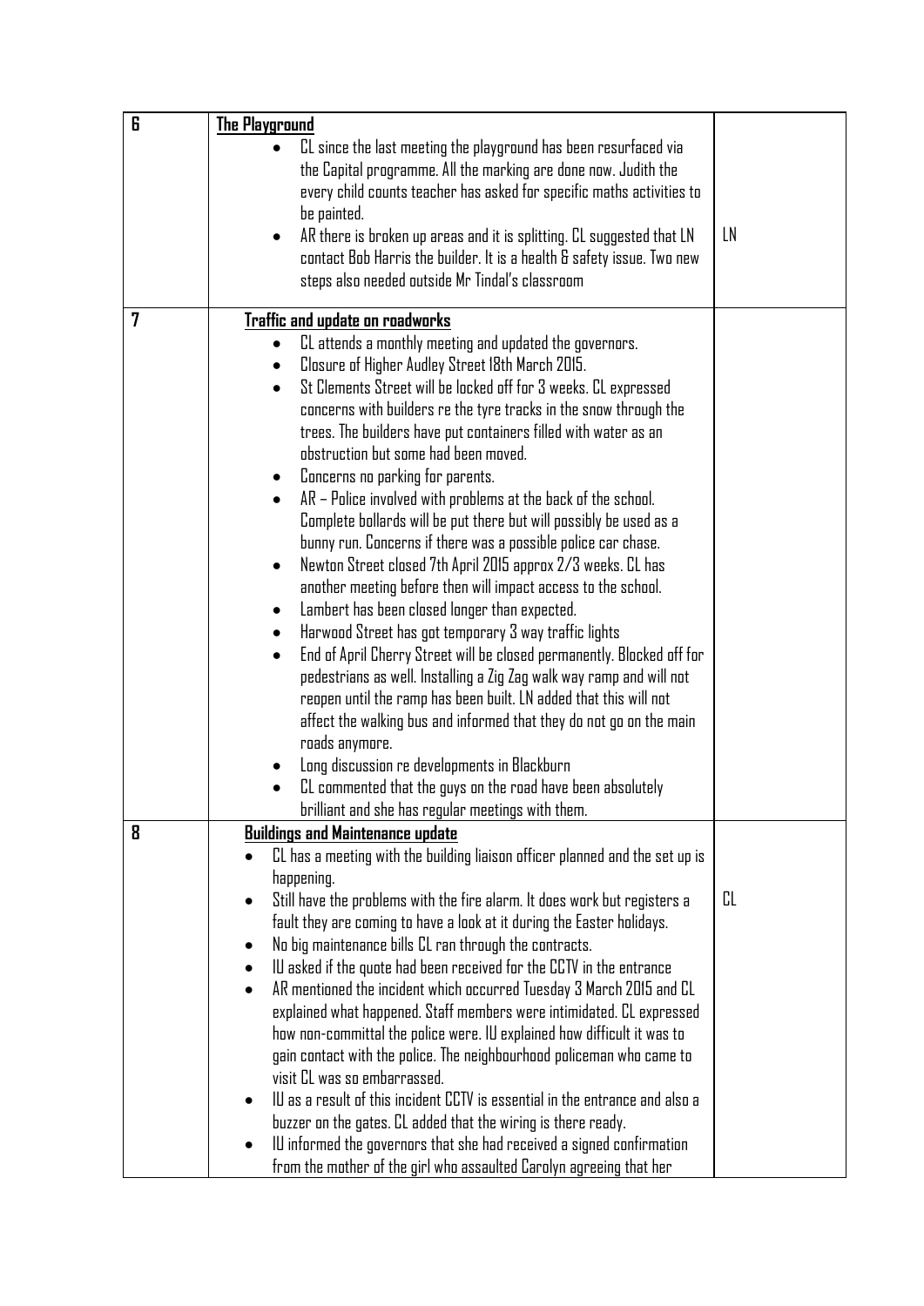| | | |
|---|---|---|
| 6 | **The Playground**<br>• CL since the last meeting the playground has been resurfaced via the Capital programme. All the marking are done now. Judith the every child counts teacher has asked for specific maths activities to be painted.<br>• AR there is broken up areas and it is splitting. CL suggested that LN contact Bob Harris the builder. It is a health & safety issue. Two new steps also needed outside Mr Tindal's classroom | LN |
| 7 | **Traffic and update on roadworks**<br>• CL attends a monthly meeting and updated the governors.<br>• Closure of Higher Audley Street 18th March 2015.<br>• St Clements Street will be locked off for 3 weeks. CL expressed concerns with builders re the tyre tracks in the snow through the trees. The builders have put containers filled with water as an obstruction but some had been moved.<br>• Concerns no parking for parents.<br>• AR – Police involved with problems at the back of the school. Complete bollards will be put there but will possibly be used as a bunny run. Concerns if there was a possible police car chase.<br>• Newton Street closed 7th April 2015 approx 2/3 weeks. CL has another meeting before then will impact access to the school.<br>• Lambert has been closed longer than expected.<br>• Harwood Street has got temporary 3 way traffic lights<br>• End of April Cherry Street will be closed permanently. Blocked off for pedestrians as well. Installing a Zig Zag walk way ramp and will not reopen until the ramp has been built. LN added that this will not affect the walking bus and informed that they do not go on the main roads anymore.<br>• Long discussion re developments in Blackburn<br>• CL commented that the guys on the road have been absolutely brilliant and she has regular meetings with them. | |
| 8 | **Buildings and Maintenance update**<br>• CL has a meeting with the building liaison officer planned and the set up is happening.<br>• Still have the problems with the fire alarm. It does work but registers a fault they are coming to have a look at it during the Easter holidays.<br>• No big maintenance bills CL ran through the contracts.<br>• IU asked if the quote had been received for the CCTV in the entrance<br>• AR mentioned the incident which occurred Tuesday 3 March 2015 and CL explained what happened. Staff members were intimidated. CL expressed how non-committal the police were. IU explained how difficult it was to gain contact with the police. The neighbourhood policeman who came to visit CL was so embarrassed.<br>• IU as a result of this incident CCTV is essential in the entrance and also a buzzer on the gates. CL added that the wiring is there ready.<br>• IU informed the governors that she had received a signed confirmation from the mother of the girl who assaulted Carolyn agreeing that her | CL |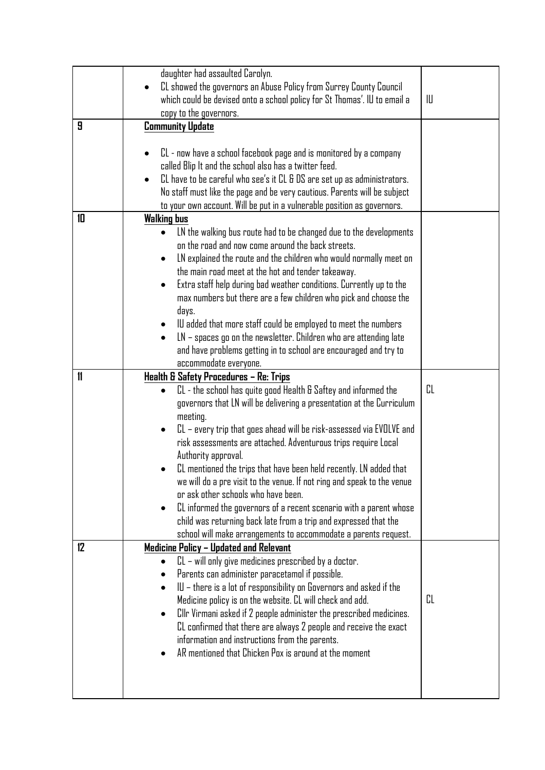| | | |
|---|---|---|
| | daughter had assaulted Carolyn.<br>• CL showed the governors an Abuse Policy from Surrey County Council which could be devised onto a school policy for St Thomas'. IU to email a copy to the governors. | IU |
| 9 | **Community Update**<br><br>• CL - now have a school facebook page and is monitored by a company called Blip It and the school also has a twitter feed.<br>• CL have to be careful who see's it CL & DS are set up as administrators. No staff must like the page and be very cautious. Parents will be subject to your own account. Will be put in a vulnerable position as governors. | |
| 10 | **Walking bus**<br>• LN the walking bus route had to be changed due to the developments on the road and now come around the back streets.<br>• LN explained the route and the children who would normally meet on the main road meet at the hot and tender takeaway.<br>• Extra staff help during bad weather conditions. Currently up to the max numbers but there are a few children who pick and choose the days.<br>• IU added that more staff could be employed to meet the numbers<br>• LN – spaces go on the newsletter. Children who are attending late and have problems getting in to school are encouraged and try to accommodate everyone. | |
| 11 | **Health & Safety Procedures – Re: Trips**<br>• CL - the school has quite good Health & Saftey and informed the governors that LN will be delivering a presentation at the Curriculum meeting.<br>• CL – every trip that goes ahead will be risk-assessed via EVOLVE and risk assessments are attached. Adventurous trips require Local Authority approval.<br>• CL mentioned the trips that have been held recently. LN added that we will do a pre visit to the venue. If not ring and speak to the venue or ask other schools who have been.<br>• CL informed the governors of a recent scenario with a parent whose child was returning back late from a trip and expressed that the school will make arrangements to accommodate a parents request. | CL |
| 12 | **Medicine Policy – Updated and Relevant**<br>• CL – will only give medicines prescribed by a doctor.<br>• Parents can administer paracetamol if possible.<br>• IU – there is a lot of responsibility on Governors and asked if the Medicine policy is on the website. CL will check and add.<br>• Cllr Virmani asked if 2 people administer the prescribed medicines. CL confirmed that there are always 2 people and receive the exact information and instructions from the parents.<br>• AR mentioned that Chicken Pox is around at the moment | CL |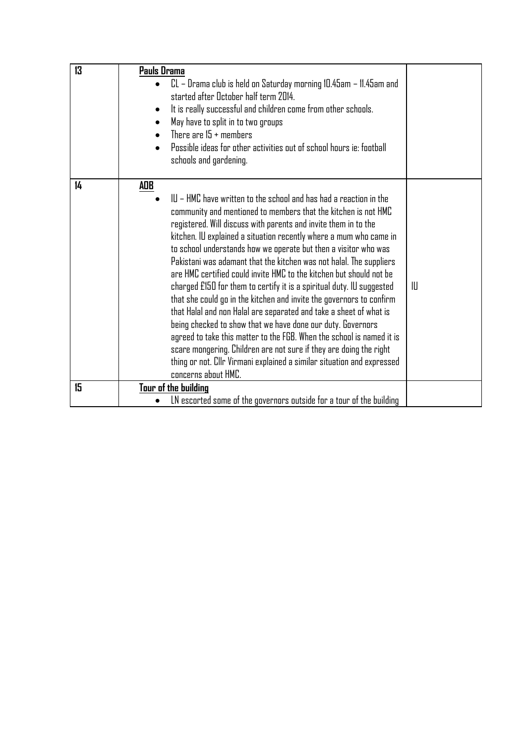| | | |
|---|---|---|
| 13 | **Pauls Drama**<br>• CL – Drama club is held on Saturday morning 10.45am – 11.45am and started after October half term 2014.<br>• It is really successful and children come from other schools.<br>• May have to split in to two groups<br>• There are 15 + members<br>• Possible ideas for other activities out of school hours ie: football schools and gardening. | |
| 14 | **AOB**<br>• IU – HMC have written to the school and has had a reaction in the community and mentioned to members that the kitchen is not HMC registered. Will discuss with parents and invite them in to the kitchen. IU explained a situation recently where a mum who came in to school understands how we operate but then a visitor who was Pakistani was adamant that the kitchen was not halal. The suppliers are HMC certified could invite HMC to the kitchen but should not be charged £150 for them to certify it is a spiritual duty. IU suggested that she could go in the kitchen and invite the governors to confirm that Halal and non Halal are separated and take a sheet of what is being checked to show that we have done our duty. Governors agreed to take this matter to the FGB. When the school is named it is scare mongering. Children are not sure if they are doing the right thing or not. Cllr Virmani explained a similar situation and expressed concerns about HMC. | IU |
| 15 | **Tour of the building**<br>• LN escorted some of the governors outside for a tour of the building | |